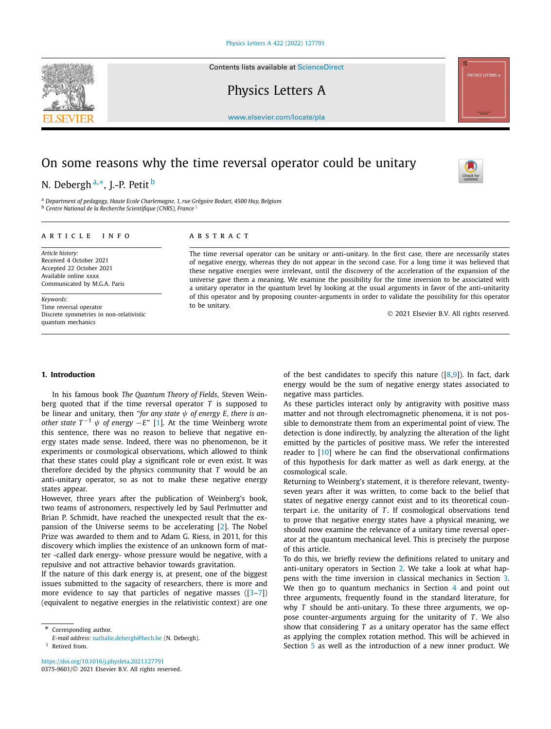# On some reasons why the time reversal operator could be unitary

N. Debergh [a,*], J.-P. Petit [b]

[a] *Department of pedagogy, Haute Ecole Charlemagne, 1, rue Grégoire Bodart, 4500 Huy, Belgium*
[b] *Centre National de la Recherche Scientifique (CNRS), France* [1]

**ARTICLE INFO**

*Article history:*
Received 4 October 2021
Accepted 22 October 2021
Available online xxxx
Communicated by M.G.A. Paris

*Keywords:*
Time reversal operator
Discrete symmetries in non-relativistic quantum mechanics

**ABSTRACT**

The time reversal operator can be unitary or anti-unitary. In the first case, there are necessarily states of negative energy, whereas they do not appear in the second case. For a long time it was believed that these negative energies were irrelevant, until the discovery of the acceleration of the expansion of the universe gave them a meaning. We examine the possibility for the time inversion to be associated with a unitary operator in the quantum level by looking at the usual arguments in favor of the anti-unitarity of this operator and by proposing counter-arguments in order to validate the possibility for this operator to be unitary.

© 2021 Elsevier B.V. All rights reserved.

## 1. Introduction

In his famous book *The Quantum Theory of Fields*, Steven Weinberg quoted that if the time reversal operator $T$ is supposed to be linear and unitary, then "*for any state $\psi$ of energy $E$, there is another state $T^{-1}\,\psi$ of energy $-E$*" [1]. At the time Weinberg wrote this sentence, there was no reason to believe that negative energy states made sense. Indeed, there was no phenomenon, be it experiments or cosmological observations, which allowed to think that these states could play a significant role or even exist. It was therefore decided by the physics community that $T$ would be an anti-unitary operator, so as not to make these negative energy states appear.

However, three years after the publication of Weinberg's book, two teams of astronomers, respectively led by Saul Perlmutter and Brian P. Schmidt, have reached the unexpected result that the expansion of the Universe seems to be accelerating [2]. The Nobel Prize was awarded to them and to Adam G. Riess, in 2011, for this discovery which implies the existence of an unknown form of matter -called dark energy- whose pressure would be negative, with a repulsive and not attractive behavior towards gravitation.

If the nature of this dark energy is, at present, one of the biggest issues submitted to the sagacity of researchers, there is more and more evidence to say that particles of negative masses ([3–7]) (equivalent to negative energies in the relativistic context) are one of the best candidates to specify this nature ([8,9]). In fact, dark energy would be the sum of negative energy states associated to negative mass particles.

As these particles interact only by antigravity with positive mass matter and not through electromagnetic phenomena, it is not possible to demonstrate them from an experimental point of view. The detection is done indirectly, by analyzing the alteration of the light emitted by the particles of positive mass. We refer the interested reader to [10] where he can find the observational confirmations of this hypothesis for dark matter as well as dark energy, at the cosmological scale.

Returning to Weinberg's statement, it is therefore relevant, twenty-seven years after it was written, to come back to the belief that states of negative energy cannot exist and to its theoretical counterpart i.e. the unitarity of $T$. If cosmological observations tend to prove that negative energy states have a physical meaning, we should now examine the relevance of a unitary time reversal operator at the quantum mechanical level. This is precisely the purpose of this article.

To do this, we briefly review the definitions related to unitary and anti-unitary operators in Section 2. We take a look at what happens with the time inversion in classical mechanics in Section 3. We then go to quantum mechanics in Section 4 and point out three arguments, frequently found in the standard literature, for why $T$ should be anti-unitary. To these three arguments, we oppose counter-arguments arguing for the unitarity of $T$. We also show that considering $T$ as a unitary operator has the same effect as applying the complex rotation method. This will be achieved in Section 5 as well as the introduction of a new inner product. We

---

\* Corresponding author.
*E-mail address:* nathalie.debergh@hech.be (N. Debergh).
[1] Retired from.

https://doi.org/10.1016/j.physleta.2021.127791
0375-9601/© 2021 Elsevier B.V. All rights reserved.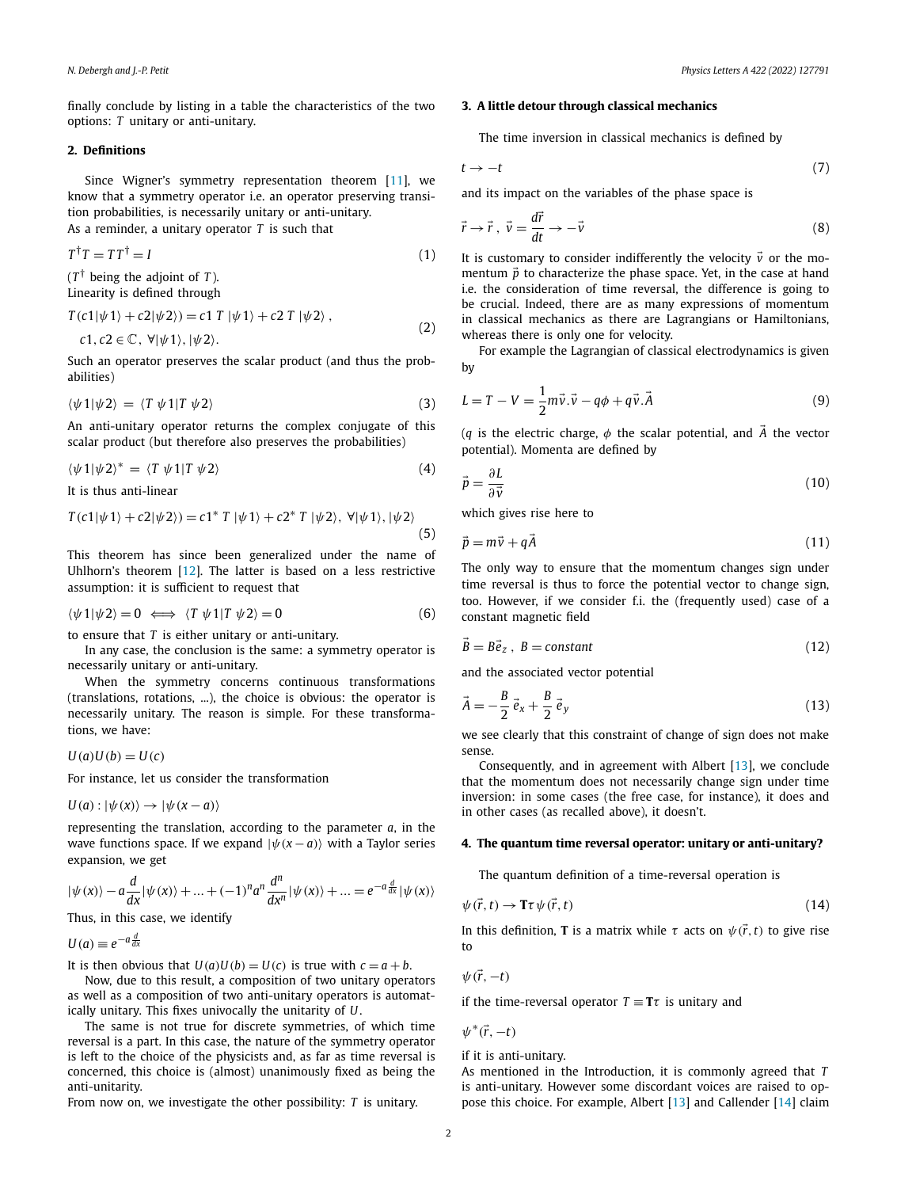finally conclude by listing in a table the characteristics of the two options: $T$ unitary or anti-unitary.

## 2. Definitions

Since Wigner's symmetry representation theorem [11], we know that a symmetry operator i.e. an operator preserving transition probabilities, is necessarily unitary or anti-unitary.
As a reminder, a unitary operator $T$ is such that

$$T^\dagger T = T T^\dagger = I \tag{1}$$

($T^\dagger$ being the adjoint of $T$).
Linearity is defined through

$$T(c1|\psi 1\rangle + c2|\psi 2\rangle) = c1\ T\ |\psi 1\rangle + c2\ T\ |\psi 2\rangle\ , \quad c1, c2 \in \mathbb{C},\ \forall |\psi 1\rangle, |\psi 2\rangle. \tag{2}$$

Such an operator preserves the scalar product (and thus the probabilities)

$$\langle \psi 1|\psi 2\rangle\ =\ \langle T\ \psi 1|T\ \psi 2\rangle \tag{3}$$

An anti-unitary operator returns the complex conjugate of this scalar product (but therefore also preserves the probabilities)

$$\langle \psi 1|\psi 2\rangle^*\ =\ \langle T\ \psi 1|T\ \psi 2\rangle \tag{4}$$

It is thus anti-linear

$$T(c1|\psi 1\rangle + c2|\psi 2\rangle) = c1^*\ T\ |\psi 1\rangle + c2^*\ T\ |\psi 2\rangle,\ \forall |\psi 1\rangle, |\psi 2\rangle \tag{5}$$

This theorem has since been generalized under the name of Uhlhorn's theorem [12]. The latter is based on a less restrictive assumption: it is sufficient to request that

$$\langle \psi 1|\psi 2\rangle = 0 \iff \langle T\ \psi 1|T\ \psi 2\rangle = 0 \tag{6}$$

to ensure that $T$ is either unitary or anti-unitary.

In any case, the conclusion is the same: a symmetry operator is necessarily unitary or anti-unitary.

When the symmetry concerns continuous transformations (translations, rotations, ...), the choice is obvious: the operator is necessarily unitary. The reason is simple. For these transformations, we have:

$$U(a)U(b) = U(c)$$

For instance, let us consider the transformation

$$U(a) : |\psi(x)\rangle \to |\psi(x-a)\rangle$$

representing the translation, according to the parameter $a$, in the wave functions space. If we expand $|\psi(x-a)\rangle$ with a Taylor series expansion, we get

$$|\psi(x)\rangle - a\frac{d}{dx}|\psi(x)\rangle + ... + (-1)^n a^n \frac{d^n}{dx^n}|\psi(x)\rangle + ... = e^{-a\frac{d}{dx}}|\psi(x)\rangle$$

Thus, in this case, we identify

$$U(a) \equiv e^{-a\frac{d}{dx}}$$

It is then obvious that $U(a)U(b) = U(c)$ is true with $c = a + b$.

Now, due to this result, a composition of two unitary operators as well as a composition of two anti-unitary operators is automatically unitary. This fixes univocally the unitarity of $U$.

The same is not true for discrete symmetries, of which time reversal is a part. In this case, the nature of the symmetry operator is left to the choice of the physicists and, as far as time reversal is concerned, this choice is (almost) unanimously fixed as being the anti-unitarity.
From now on, we investigate the other possibility: $T$ is unitary.

## 3. A little detour through classical mechanics

The time inversion in classical mechanics is defined by

$$t \to -t \tag{7}$$

and its impact on the variables of the phase space is

$$\vec{r} \to \vec{r}\ ,\ \vec{v} = \frac{d\vec{r}}{dt} \to -\vec{v} \tag{8}$$

It is customary to consider indifferently the velocity $\vec{v}$ or the momentum $\vec{p}$ to characterize the phase space. Yet, in the case at hand i.e. the consideration of time reversal, the difference is going to be crucial. Indeed, there are as many expressions of momentum in classical mechanics as there are Lagrangians or Hamiltonians, whereas there is only one for velocity.

For example the Lagrangian of classical electrodynamics is given by

$$L = T - V = \frac{1}{2}m\vec{v}.\vec{v} - q\phi + q\vec{v}.\vec{A} \tag{9}$$

($q$ is the electric charge, $\phi$ the scalar potential, and $\vec{A}$ the vector potential). Momenta are defined by

$$\vec{p} = \frac{\partial L}{\partial \vec{v}} \tag{10}$$

which gives rise here to

$$\vec{p} = m\vec{v} + q\vec{A} \tag{11}$$

The only way to ensure that the momentum changes sign under time reversal is thus to force the potential vector to change sign, too. However, if we consider f.i. the (frequently used) case of a constant magnetic field

$$\vec{B} = B\vec{e}_z\ ,\ B = constant \tag{12}$$

and the associated vector potential

$$\vec{A} = -\frac{B}{2}\,\vec{e}_x + \frac{B}{2}\,\vec{e}_y \tag{13}$$

we see clearly that this constraint of change of sign does not make sense.

Consequently, and in agreement with Albert [13], we conclude that the momentum does not necessarily change sign under time inversion: in some cases (the free case, for instance), it does and in other cases (as recalled above), it doesn't.

## 4. The quantum time reversal operator: unitary or anti-unitary?

The quantum definition of a time-reversal operation is

$$\psi(\vec{r}, t) \to \mathbf{T}\tau\,\psi(\vec{r}, t) \tag{14}$$

In this definition, $\mathbf{T}$ is a matrix while $\tau$ acts on $\psi(\vec{r}, t)$ to give rise to

$$\psi(\vec{r}, -t)$$

if the time-reversal operator $T \equiv \mathbf{T}\tau$ is unitary and

$$\psi^*(\vec{r}, -t)$$

if it is anti-unitary.
As mentioned in the Introduction, it is commonly agreed that $T$ is anti-unitary. However some discordant voices are raised to oppose this choice. For example, Albert [13] and Callender [14] claim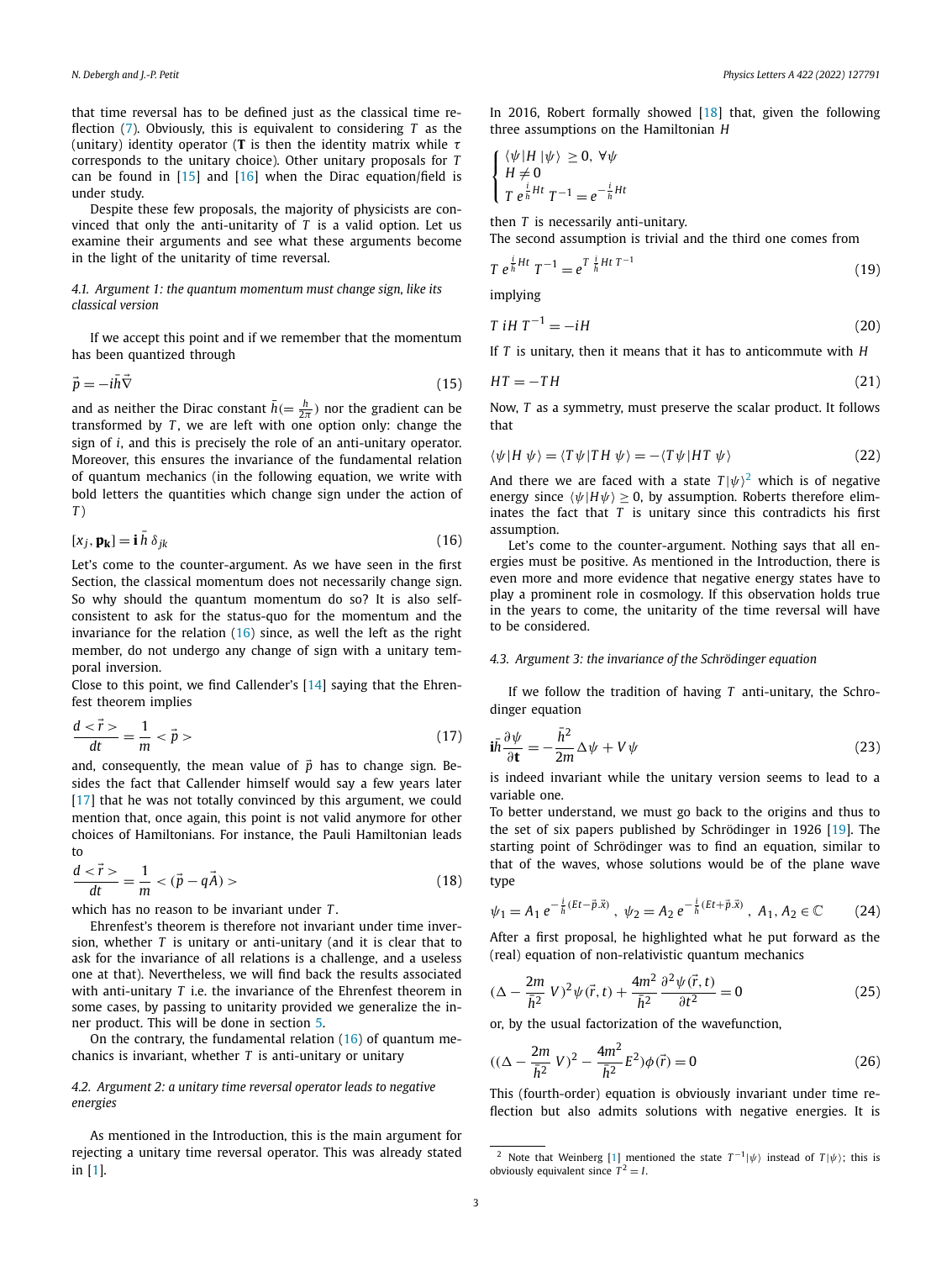that time reversal has to be defined just as the classical time reflection (7). Obviously, this is equivalent to considering $T$ as the (unitary) identity operator ($\mathbf{T}$ is then the identity matrix while $\tau$ corresponds to the unitary choice). Other unitary proposals for $T$ can be found in [15] and [16] when the Dirac equation/field is under study.

Despite these few proposals, the majority of physicists are convinced that only the anti-unitarity of $T$ is a valid option. Let us examine their arguments and see what these arguments become in the light of the unitarity of time reversal.

### 4.1. Argument 1: the quantum momentum must change sign, like its classical version

If we accept this point and if we remember that the momentum has been quantized through

$$\vec{p} = -i\bar{h}\vec{\nabla} \tag{15}$$

and as neither the Dirac constant $\bar{h}(=\frac{h}{2\pi})$ nor the gradient can be transformed by $T$, we are left with one option only: change the sign of $i$, and this is precisely the role of an anti-unitary operator. Moreover, this ensures the invariance of the fundamental relation of quantum mechanics (in the following equation, we write with bold letters the quantities which change sign under the action of $T$)

$$[x_j, \mathbf{p_k}] = \mathbf{i}\,\bar{h}\,\delta_{jk} \tag{16}$$

Let's come to the counter-argument. As we have seen in the first Section, the classical momentum does not necessarily change sign. So why should the quantum momentum do so? It is also self-consistent to ask for the status-quo for the momentum and the invariance for the relation (16) since, as well the left as the right member, do not undergo any change of sign with a unitary temporal inversion.

Close to this point, we find Callender's [14] saying that the Ehrenfest theorem implies

$$\frac{d<\vec{r}>}{dt} = \frac{1}{m} <\vec{p}> \tag{17}$$

and, consequently, the mean value of $\vec{p}$ has to change sign. Besides the fact that Callender himself would say a few years later [17] that he was not totally convinced by this argument, we could mention that, once again, this point is not valid anymore for other choices of Hamiltonians. For instance, the Pauli Hamiltonian leads to

$$\frac{d<\vec{r}>}{dt} = \frac{1}{m} <(\vec{p} - q\vec{A})> \tag{18}$$

which has no reason to be invariant under $T$.

Ehrenfest's theorem is therefore not invariant under time inversion, whether $T$ is unitary or anti-unitary (and it is clear that to ask for the invariance of all relations is a challenge, and a useless one at that). Nevertheless, we will find back the results associated with anti-unitary $T$ i.e. the invariance of the Ehrenfest theorem in some cases, by passing to unitarity provided we generalize the inner product. This will be done in section 5.

On the contrary, the fundamental relation (16) of quantum mechanics is invariant, whether $T$ is anti-unitary or unitary

### 4.2. Argument 2: a unitary time reversal operator leads to negative energies

As mentioned in the Introduction, this is the main argument for rejecting a unitary time reversal operator. This was already stated in [1].

In 2016, Robert formally showed [18] that, given the following three assumptions on the Hamiltonian $H$

$$\begin{cases} \langle\psi|H\,|\psi\rangle \geq 0,\ \forall\psi \\ H \neq 0 \\ T\,e^{\frac{i}{\hbar}Ht}\,T^{-1} = e^{-\frac{i}{\hbar}Ht} \end{cases}$$

then $T$ is necessarily anti-unitary.

The second assumption is trivial and the third one comes from

$$T\,e^{\frac{i}{\hbar}Ht}\,T^{-1} = e^{T\,\frac{i}{\hbar}Ht\,T^{-1}} \tag{19}$$

implying

$$T\,iH\,T^{-1} = -iH \tag{20}$$

If $T$ is unitary, then it means that it has to anticommute with $H$

$$HT = -TH \tag{21}$$

Now, $T$ as a symmetry, must preserve the scalar product. It follows that

$$\langle\psi|H\,\psi\rangle = \langle T\psi|TH\,\psi\rangle = -\langle T\psi|HT\,\psi\rangle \tag{22}$$

And there we are faced with a state $T|\psi\rangle$[2] which is of negative energy since $\langle\psi|H\psi\rangle \geq 0$, by assumption. Roberts therefore eliminates the fact that $T$ is unitary since this contradicts his first assumption.

Let's come to the counter-argument. Nothing says that all energies must be positive. As mentioned in the Introduction, there is even more and more evidence that negative energy states have to play a prominent role in cosmology. If this observation holds true in the years to come, the unitarity of the time reversal will have to be considered.

### 4.3. Argument 3: the invariance of the Schrödinger equation

If we follow the tradition of having $T$ anti-unitary, the Schrodinger equation

$$\mathbf{i}\bar{h}\frac{\partial\psi}{\partial\mathbf{t}} = -\frac{\bar{h}^2}{2m}\Delta\psi + V\psi \tag{23}$$

is indeed invariant while the unitary version seems to lead to a variable one.

To better understand, we must go back to the origins and thus to the set of six papers published by Schrödinger in 1926 [19]. The starting point of Schrödinger was to find an equation, similar to that of the waves, whose solutions would be of the plane wave type

$$\psi_1 = A_1\,e^{-\frac{i}{\hbar}(Et-\vec{p}.\vec{x})},\ \psi_2 = A_2\,e^{-\frac{i}{\hbar}(Et+\vec{p}.\vec{x})},\ A_1, A_2 \in \mathbb{C} \tag{24}$$

After a first proposal, he highlighted what he put forward as the (real) equation of non-relativistic quantum mechanics

$$(\Delta - \frac{2m}{\bar{h}^2}\,V)^2\psi(\vec{r},t) + \frac{4m^2}{\bar{h}^2}\frac{\partial^2\psi(\vec{r},t)}{\partial t^2} = 0 \tag{25}$$

or, by the usual factorization of the wavefunction,

$$((\Delta - \frac{2m}{\bar{h}^2}\,V)^2 - \frac{4m^2}{\bar{h}^2}E^2)\phi(\vec{r}) = 0 \tag{26}$$

This (fourth-order) equation is obviously invariant under time reflection but also admits solutions with negative energies. It is

[2] Note that Weinberg [1] mentioned the state $T^{-1}|\psi\rangle$ instead of $T|\psi\rangle$; this is obviously equivalent since $T^2 = I$.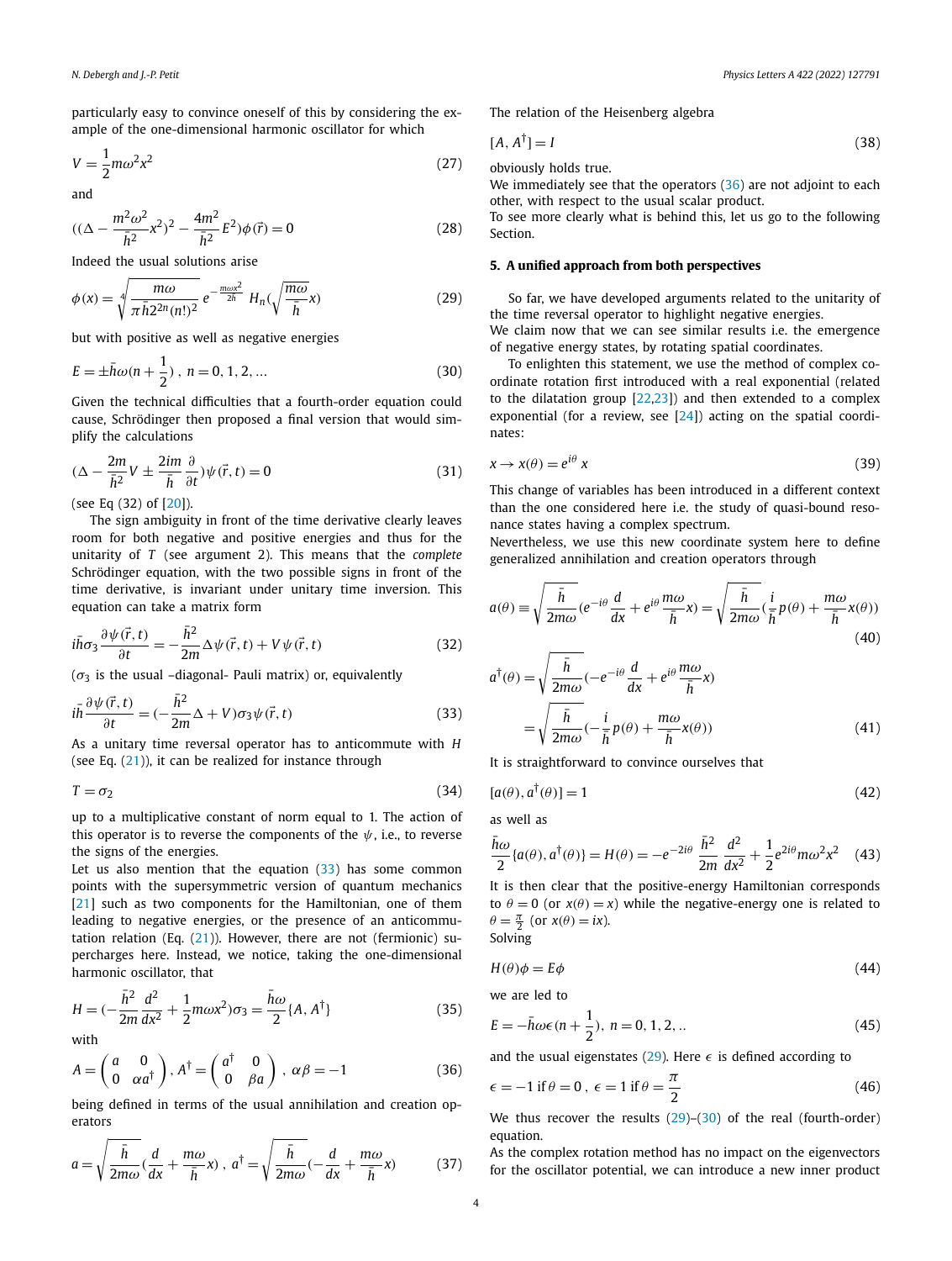particularly easy to convince oneself of this by considering the example of the one-dimensional harmonic oscillator for which

$$V = \frac{1}{2}m\omega^2 x^2 \tag{27}$$

and

$$((\Delta - \frac{m^2\omega^2}{\hbar^2}x^2)^2 - \frac{4m^2}{\hbar^2}E^2)\phi(\vec{r}) = 0 \tag{28}$$

Indeed the usual solutions arise

$$\phi(x) = \sqrt[4]{\frac{m\omega}{\pi\hbar 2^{2n}(n!)^2}}\, e^{-\frac{m\omega x^2}{2\hbar}}\, H_n(\sqrt{\frac{m\omega}{\hbar}}x) \tag{29}$$

but with positive as well as negative energies

$$E = \pm\hbar\omega(n+\frac{1}{2}),\ n = 0, 1, 2, ... \tag{30}$$

Given the technical difficulties that a fourth-order equation could cause, Schrödinger then proposed a final version that would simplify the calculations

$$(\Delta - \frac{2m}{\hbar^2}V \pm \frac{2im}{\hbar}\frac{\partial}{\partial t})\psi(\vec{r}, t) = 0 \tag{31}$$

(see Eq (32) of [20]).

The sign ambiguity in front of the time derivative clearly leaves room for both negative and positive energies and thus for the unitarity of $T$ (see argument 2). This means that the *complete* Schrödinger equation, with the two possible signs in front of the time derivative, is invariant under unitary time inversion. This equation can take a matrix form

$$i\hbar\sigma_3\frac{\partial\psi(\vec{r}, t)}{\partial t} = -\frac{\hbar^2}{2m}\Delta\psi(\vec{r}, t) + V\psi(\vec{r}, t) \tag{32}$$

($\sigma_3$ is the usual –diagonal- Pauli matrix) or, equivalently

$$i\hbar\frac{\partial\psi(\vec{r}, t)}{\partial t} = (-\frac{\hbar^2}{2m}\Delta + V)\sigma_3\psi(\vec{r}, t) \tag{33}$$

As a unitary time reversal operator has to anticommute with $H$ (see Eq. (21)), it can be realized for instance through

$$T = \sigma_2 \tag{34}$$

up to a multiplicative constant of norm equal to 1. The action of this operator is to reverse the components of the $\psi$, i.e., to reverse the signs of the energies.

Let us also mention that the equation (33) has some common points with the supersymmetric version of quantum mechanics [21] such as two components for the Hamiltonian, one of them leading to negative energies, or the presence of an anticommutation relation (Eq. (21)). However, there are not (fermionic) supercharges here. Instead, we notice, taking the one-dimensional harmonic oscillator, that

$$H = (-\frac{\hbar^2}{2m}\frac{d^2}{dx^2} + \frac{1}{2}m\omega x^2)\sigma_3 = \frac{\hbar\omega}{2}\{A, A^\dagger\} \tag{35}$$

with

$$A = \begin{pmatrix} a & 0 \\ 0 & \alpha a^\dagger \end{pmatrix},\ A^\dagger = \begin{pmatrix} a^\dagger & 0 \\ 0 & \beta a \end{pmatrix},\ \alpha\beta = -1 \tag{36}$$

being defined in terms of the usual annihilation and creation operators

$$a = \sqrt{\frac{\hbar}{2m\omega}}(\frac{d}{dx} + \frac{m\omega}{\hbar}x),\ a^\dagger = \sqrt{\frac{\hbar}{2m\omega}}(-\frac{d}{dx} + \frac{m\omega}{\hbar}x) \tag{37}$$

The relation of the Heisenberg algebra

$$[A, A^\dagger] = I \tag{38}$$

obviously holds true.

We immediately see that the operators (36) are not adjoint to each other, with respect to the usual scalar product.

To see more clearly what is behind this, let us go to the following Section.

## 5. A unified approach from both perspectives

So far, we have developed arguments related to the unitarity of the time reversal operator to highlight negative energies.

We claim now that we can see similar results i.e. the emergence of negative energy states, by rotating spatial coordinates.

To enlighten this statement, we use the method of complex coordinate rotation first introduced with a real exponential (related to the dilatation group [22,23]) and then extended to a complex exponential (for a review, see [24]) acting on the spatial coordinates:

$$x \to x(\theta) = e^{i\theta}\, x \tag{39}$$

This change of variables has been introduced in a different context than the one considered here i.e. the study of quasi-bound resonance states having a complex spectrum.

Nevertheless, we use this new coordinate system here to define generalized annihilation and creation operators through

$$a(\theta) \equiv \sqrt{\frac{\hbar}{2m\omega}}(e^{-i\theta}\frac{d}{dx} + e^{i\theta}\frac{m\omega}{\hbar}x) = \sqrt{\frac{\hbar}{2m\omega}}(\frac{i}{\hbar}p(\theta) + \frac{m\omega}{\hbar}x(\theta)) \tag{40}$$

$$\begin{aligned} a^\dagger(\theta) &= \sqrt{\frac{\hbar}{2m\omega}}(-e^{-i\theta}\frac{d}{dx} + e^{i\theta}\frac{m\omega}{\hbar}x) \\ &= \sqrt{\frac{\hbar}{2m\omega}}(-\frac{i}{\hbar}p(\theta) + \frac{m\omega}{\hbar}x(\theta)) \end{aligned} \tag{41}$$

It is straightforward to convince ourselves that

$$[a(\theta), a^\dagger(\theta)] = 1 \tag{42}$$

as well as

$$\frac{\hbar\omega}{2}\{a(\theta), a^\dagger(\theta)\} = H(\theta) = -e^{-2i\theta}\frac{\hbar^2}{2m}\frac{d^2}{dx^2} + \frac{1}{2}e^{2i\theta}m\omega^2x^2 \tag{43}$$

It is then clear that the positive-energy Hamiltonian corresponds to $\theta = 0$ (or $x(\theta) = x$) while the negative-energy one is related to $\theta = \frac{\pi}{2}$ (or $x(\theta) = ix$).

Solving

$$H(\theta)\phi = E\phi \tag{44}$$

we are led to

$$E = -\hbar\omega\epsilon(n+\frac{1}{2}),\ n = 0, 1, 2, .. \tag{45}$$

and the usual eigenstates (29). Here $\epsilon$ is defined according to

$$\epsilon = -1 \text{ if } \theta = 0,\ \epsilon = 1 \text{ if } \theta = \frac{\pi}{2} \tag{46}$$

We thus recover the results (29)–(30) of the real (fourth-order) equation.

As the complex rotation method has no impact on the eigenvectors for the oscillator potential, we can introduce a new inner product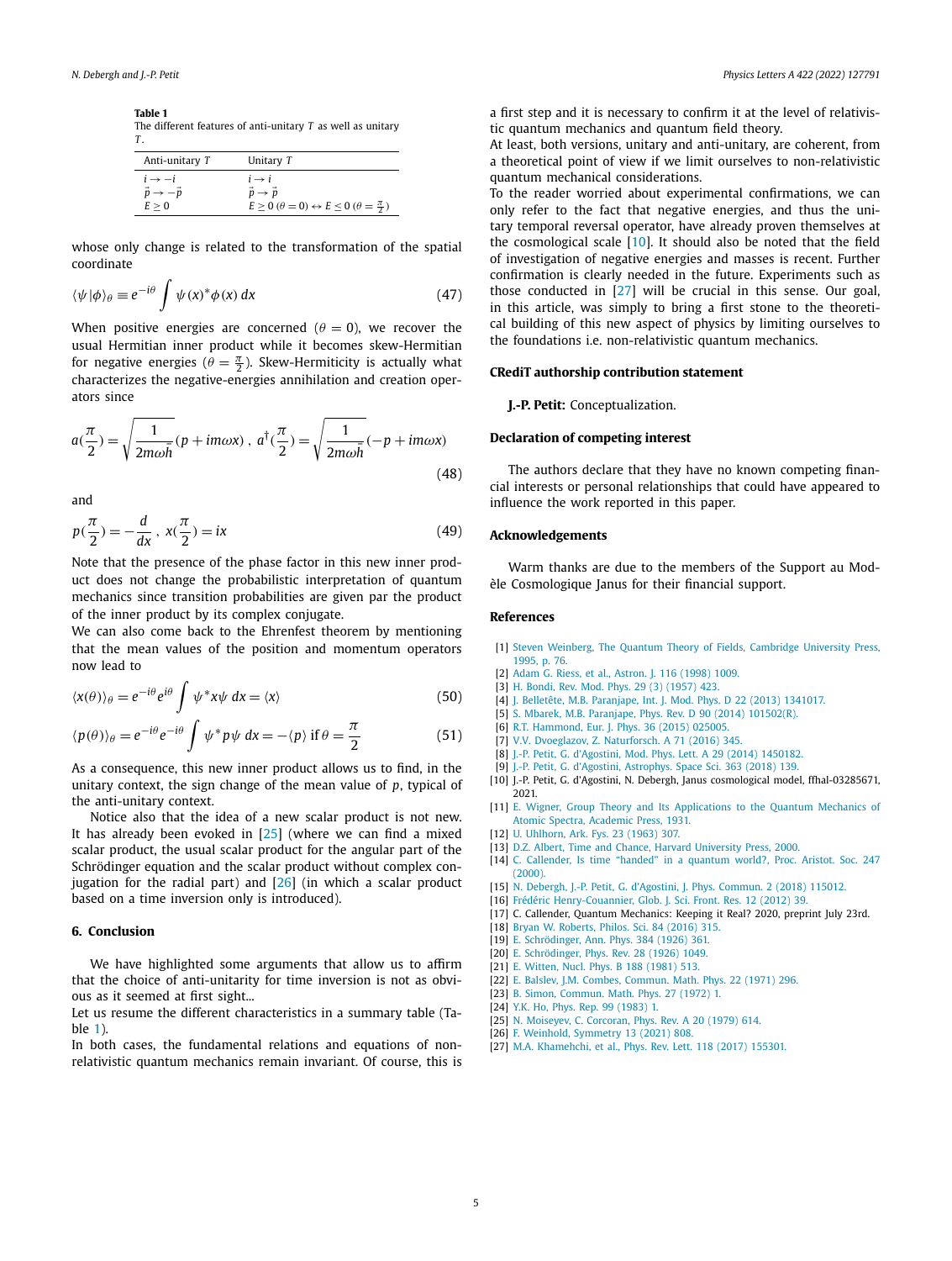**Table 1**
The different features of anti-unitary $T$ as well as unitary $T$.

| Anti-unitary $T$ | Unitary $T$ |
|---|---|
| $i \to -i$ | $i \to i$ |
| $\vec{p} \to -\vec{p}$ | $\vec{p} \to \vec{p}$ |
| $E \geq 0$ | $E \geq 0 \; (\theta = 0) \leftrightarrow E \leq 0 \; (\theta = \frac{\pi}{2})$ |

whose only change is related to the transformation of the spatial coordinate

$$\langle \psi | \phi \rangle_\theta \equiv e^{-i\theta} \int \psi(x)^* \phi(x) \, dx \tag{47}$$

When positive energies are concerned ($\theta = 0$), we recover the usual Hermitian inner product while it becomes skew-Hermitian for negative energies ($\theta = \frac{\pi}{2}$). Skew-Hermiticity is actually what characterizes the negative-energies annihilation and creation operators since

$$a(\frac{\pi}{2}) = \sqrt{\frac{1}{2m\omega\hbar}}(p + im\omega x) \; , \; a^\dagger(\frac{\pi}{2}) = \sqrt{\frac{1}{2m\omega\hbar}}(-p + im\omega x) \tag{48}$$

and

$$p(\frac{\pi}{2}) = -\frac{d}{dx} \; , \; x(\frac{\pi}{2}) = ix \tag{49}$$

Note that the presence of the phase factor in this new inner product does not change the probabilistic interpretation of quantum mechanics since transition probabilities are given par the product of the inner product by its complex conjugate.
We can also come back to the Ehrenfest theorem by mentioning that the mean values of the position and momentum operators now lead to

$$\langle x(\theta) \rangle_\theta = e^{-i\theta} e^{i\theta} \int \psi^* x \psi \, dx = \langle x \rangle \tag{50}$$

$$\langle p(\theta) \rangle_\theta = e^{-i\theta} e^{-i\theta} \int \psi^* p \psi \, dx = -\langle p \rangle \text{ if } \theta = \frac{\pi}{2} \tag{51}$$

As a consequence, this new inner product allows us to find, in the unitary context, the sign change of the mean value of $p$, typical of the anti-unitary context.

Notice also that the idea of a new scalar product is not new. It has already been evoked in [25] (where we can find a mixed scalar product, the usual scalar product for the angular part of the Schrödinger equation and the scalar product without complex conjugation for the radial part) and [26] (in which a scalar product based on a time inversion only is introduced).

## 6. Conclusion

We have highlighted some arguments that allow us to affirm that the choice of anti-unitarity for time inversion is not as obvious as it seemed at first sight...
Let us resume the different characteristics in a summary table (Table 1).
In both cases, the fundamental relations and equations of non-relativistic quantum mechanics remain invariant. Of course, this is a first step and it is necessary to confirm it at the level of relativistic quantum mechanics and quantum field theory.
At least, both versions, unitary and anti-unitary, are coherent, from a theoretical point of view if we limit ourselves to non-relativistic quantum mechanical considerations.
To the reader worried about experimental confirmations, we can only refer to the fact that negative energies, and thus the unitary temporal reversal operator, have already proven themselves at the cosmological scale [10]. It should also be noted that the field of investigation of negative energies and masses is recent. Further confirmation is clearly needed in the future. Experiments such as those conducted in [27] will be crucial in this sense. Our goal, in this article, was simply to bring a first stone to the theoretical building of this new aspect of physics by limiting ourselves to the foundations i.e. non-relativistic quantum mechanics.

## CRediT authorship contribution statement

**J.-P. Petit:** Conceptualization.

## Declaration of competing interest

The authors declare that they have no known competing financial interests or personal relationships that could have appeared to influence the work reported in this paper.

## Acknowledgements

Warm thanks are due to the members of the Support au Modèle Cosmologique Janus for their financial support.

## References

[1] Steven Weinberg, The Quantum Theory of Fields, Cambridge University Press, 1995, p. 76.
[2] Adam G. Riess, et al., Astron. J. 116 (1998) 1009.
[3] H. Bondi, Rev. Mod. Phys. 29 (3) (1957) 423.
[4] J. Belletête, M.B. Paranjape, Int. J. Mod. Phys. D 22 (2013) 1341017.
[5] S. Mbarek, M.B. Paranjape, Phys. Rev. D 90 (2014) 101502(R).
[6] R.T. Hammond, Eur. J. Phys. 36 (2015) 025005.
[7] V.V. Dvoeglazov, Z. Naturforsch. A 71 (2016) 345.
[8] J.-P. Petit, G. d'Agostini, Mod. Phys. Lett. A 29 (2014) 1450182.
[9] J.-P. Petit, G. d'Agostini, Astrophys. Space Sci. 363 (2018) 139.
[10] J.-P. Petit, G. d'Agostini, N. Debergh, Janus cosmological model, ffhal-03285671, 2021.
[11] E. Wigner, Group Theory and Its Applications to the Quantum Mechanics of Atomic Spectra, Academic Press, 1931.
[12] U. Uhlhorn, Ark. Fys. 23 (1963) 307.
[13] D.Z. Albert, Time and Chance, Harvard University Press, 2000.
[14] C. Callender, Is time "handed" in a quantum world?, Proc. Aristot. Soc. 247 (2000).
[15] N. Debergh, J.-P. Petit, G. d'Agostini, J. Phys. Commun. 2 (2018) 115012.
[16] Frédéric Henry-Couannier, Glob. J. Sci. Front. Res. 12 (2012) 39.
[17] C. Callender, Quantum Mechanics: Keeping it Real? 2020, preprint July 23rd.
[18] Bryan W. Roberts, Philos. Sci. 84 (2016) 315.
[19] E. Schrödinger, Ann. Phys. 384 (1926) 361.
[20] E. Schrödinger, Phys. Rev. 28 (1926) 1049.
[21] E. Witten, Nucl. Phys. B 188 (1981) 513.
[22] E. Balslev, J.M. Combes, Commun. Math. Phys. 22 (1971) 296.
[23] B. Simon, Commun. Math. Phys. 27 (1972) 1.
[24] Y.K. Ho, Phys. Rep. 99 (1983) 1.
[25] N. Moiseyev, C. Corcoran, Phys. Rev. A 20 (1979) 614.
[26] F. Weinhold, Symmetry 13 (2021) 808.
[27] M.A. Khamehchi, et al., Phys. Rev. Lett. 118 (2017) 155301.